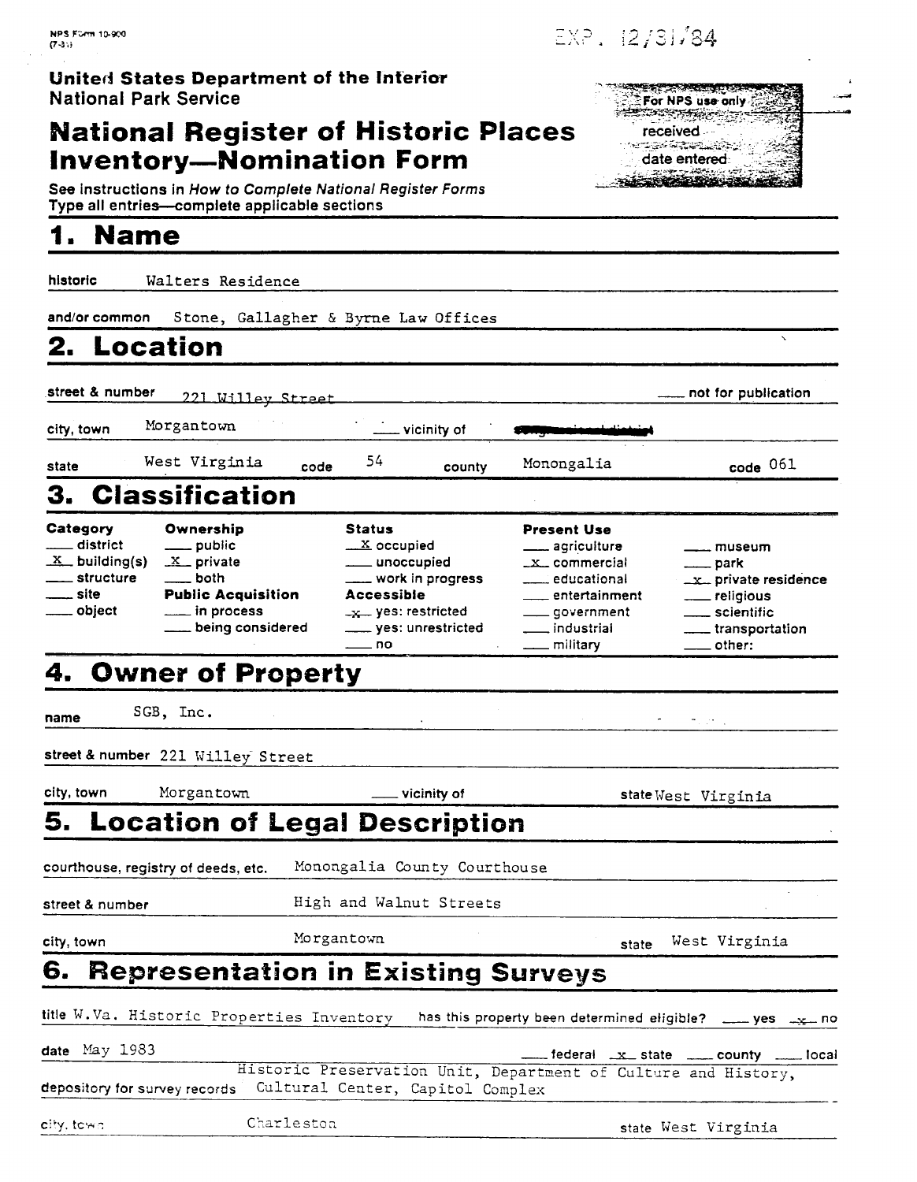NPS Form 10-900
(7-81)

EXP. 12/31/84

**United States Department of the Interior**
National Park Service

# National Register of Historic Places Inventory—Nomination Form

For NPS use only
received
date entered

See instructions in *How to Complete National Register Forms*
Type all entries—complete applicable sections

## 1. Name

historic: Walters Residence

and/or common: Stone, Gallagher & Byrne Law Offices

## 2. Location

street & number: 221 Willey Street ___ not for publication

city, town: Morgantown ___ vicinity of

state: West Virginia code: 54 county: Monongalia code: 061

## 3. Classification

| Category | Ownership | Status | Present Use | |
|---|---|---|---|---|
| ___ district | ___ public | X occupied | ___ agriculture | ___ museum |
| X building(s) | X private | ___ unoccupied | x commercial | ___ park |
| ___ structure | ___ both | ___ work in progress | ___ educational | x private residence |
| ___ site | **Public Acquisition** | **Accessible** | ___ entertainment | ___ religious |
| ___ object | ___ in process | x yes: restricted | ___ government | ___ scientific |
| | ___ being considered | ___ yes: unrestricted | ___ industrial | ___ transportation |
| | | ___ no | ___ military | ___ other: |

## 4. Owner of Property

name: SGB, Inc.

street & number: 221 Willey Street

city, town: Morgantown ___ vicinity of state: West Virginia

## 5. Location of Legal Description

courthouse, registry of deeds, etc.: Monongalia County Courthouse

street & number: High and Walnut Streets

city, town: Morgantown state: West Virginia

## 6. Representation in Existing Surveys

title: W.Va. Historic Properties Inventory has this property been determined eligible? ___ yes x no

date: May 1983 ___ federal x state ___ county ___ local

depository for survey records: Historic Preservation Unit, Department of Culture and History, Cultural Center, Capitol Complex

city, town: Charleston state: West Virginia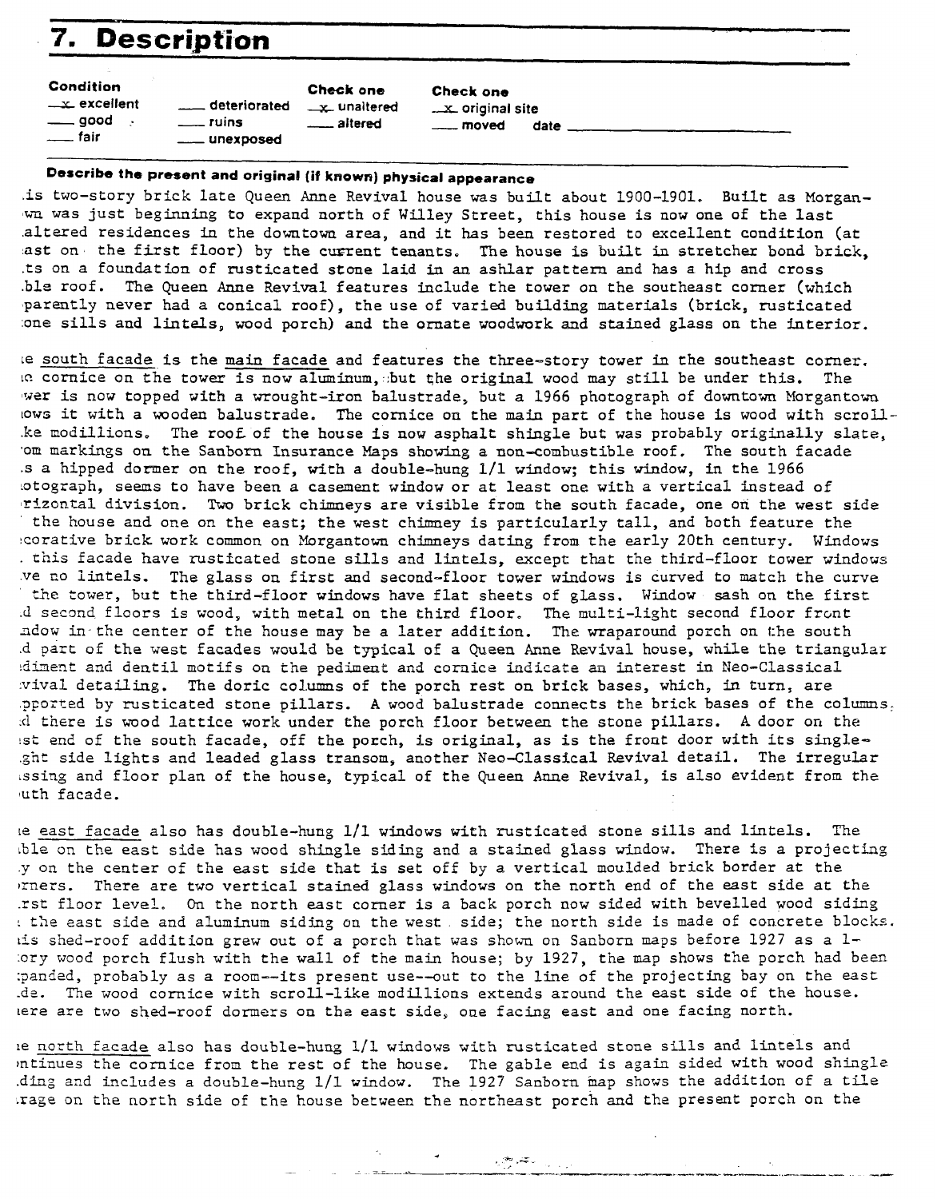# 7. Description

**Condition**

- _x_ excellent
- ___ good
- ___ fair
- ___ deteriorated
- ___ ruins
- ___ unexposed

**Check one**

- _x_ unaltered
- ___ altered

**Check one**

- _x_ original site
- ___ moved date ______________

**Describe the present and original (if known) physical appearance**

.is two-story brick late Queen Anne Revival house was built about 1900-1901. Built as Morgan-
wn was just beginning to expand north of Willey Street, this house is now one of the last
altered residences in the downtown area, and it has been restored to excellent condition (at
ast on the first floor) by the current tenants. The house is built in stretcher bond brick,
.ts on a foundation of rusticated stone laid in an ashlar pattern and has a hip and cross
.ble roof. The Queen Anne Revival features include the tower on the southeast corner (which
parently never had a conical roof), the use of varied building materials (brick, rusticated
one sills and lintels, wood porch) and the ornate woodwork and stained glass on the interior.

e south facade is the main facade and features the three-story tower in the southeast corner.
e cornice on the tower is now aluminum, but the original wood may still be under this. The
wer is now topped with a wrought-iron balustrade, but a 1966 photograph of downtown Morgantown
ows it with a wooden balustrade. The cornice on the main part of the house is wood with scroll-
.ke modillions. The roof of the house is now asphalt shingle but was probably originally slate,
om markings on the Sanborn Insurance Maps showing a non-combustible roof. The south facade
.s a hipped dormer on the roof, with a double-hung 1/1 window; this window, in the 1966
otograph, seems to have been a casement window or at least one with a vertical instead of
rizontal division. Two brick chimneys are visible from the south facade, one on the west side
the house and one on the east; the west chimney is particularly tall, and both feature the
corative brick work common on Morgantown chimneys dating from the early 20th century. Windows
. this facade have rusticated stone sills and lintels, except that the third-floor tower windows
ve no lintels. The glass on first and second-floor tower windows is curved to match the curve
the tower, but the third-floor windows have flat sheets of glass. Window sash on the first
d second floors is wood, with metal on the third floor. The multi-light second floor front
ndow in the center of the house may be a later addition. The wraparound porch on the south
d part of the west facades would be typical of a Queen Anne Revival house, while the triangular
diment and dentil motifs on the pediment and cornice indicate an interest in Neo-Classical
vival detailing. The doric columns of the porch rest on brick bases, which, in turn, are
pported by rusticated stone pillars. A wood balustrade connects the brick bases of the columns,
d there is wood lattice work under the porch floor between the stone pillars. A door on the
st end of the south facade, off the porch, is original, as is the front door with its single-
ght side lights and leaded glass transom, another Neo-Classical Revival detail. The irregular
ssing and floor plan of the house, typical of the Queen Anne Revival, is also evident from the
uth facade.

e east facade also has double-hung 1/1 windows with rusticated stone sills and lintels. The
ble on the east side has wood shingle siding and a stained glass window. There is a projecting
y on the center of the east side that is set off by a vertical moulded brick border at the
rners. There are two vertical stained glass windows on the north end of the east side at the
rst floor level. On the north east corner is a back porch now sided with bevelled wood siding
the east side and aluminum siding on the west side; the north side is made of concrete blocks.
is shed-roof addition grew out of a porch that was shown on Sanborn maps before 1927 as a 1-
ory wood porch flush with the wall of the main house; by 1927, the map shows the porch had been
panded, probably as a room--its present use--out to the line of the projecting bay on the east
de. The wood cornice with scroll-like modillions extends around the east side of the house.
ere are two shed-roof dormers on the east side, one facing east and one facing north.

e north facade also has double-hung 1/1 windows with rusticated stone sills and lintels and
ntinues the cornice from the rest of the house. The gable end is again sided with wood shingle
ding and includes a double-hung 1/1 window. The 1927 Sanborn map shows the addition of a tile
rage on the north side of the house between the northeast porch and the present porch on the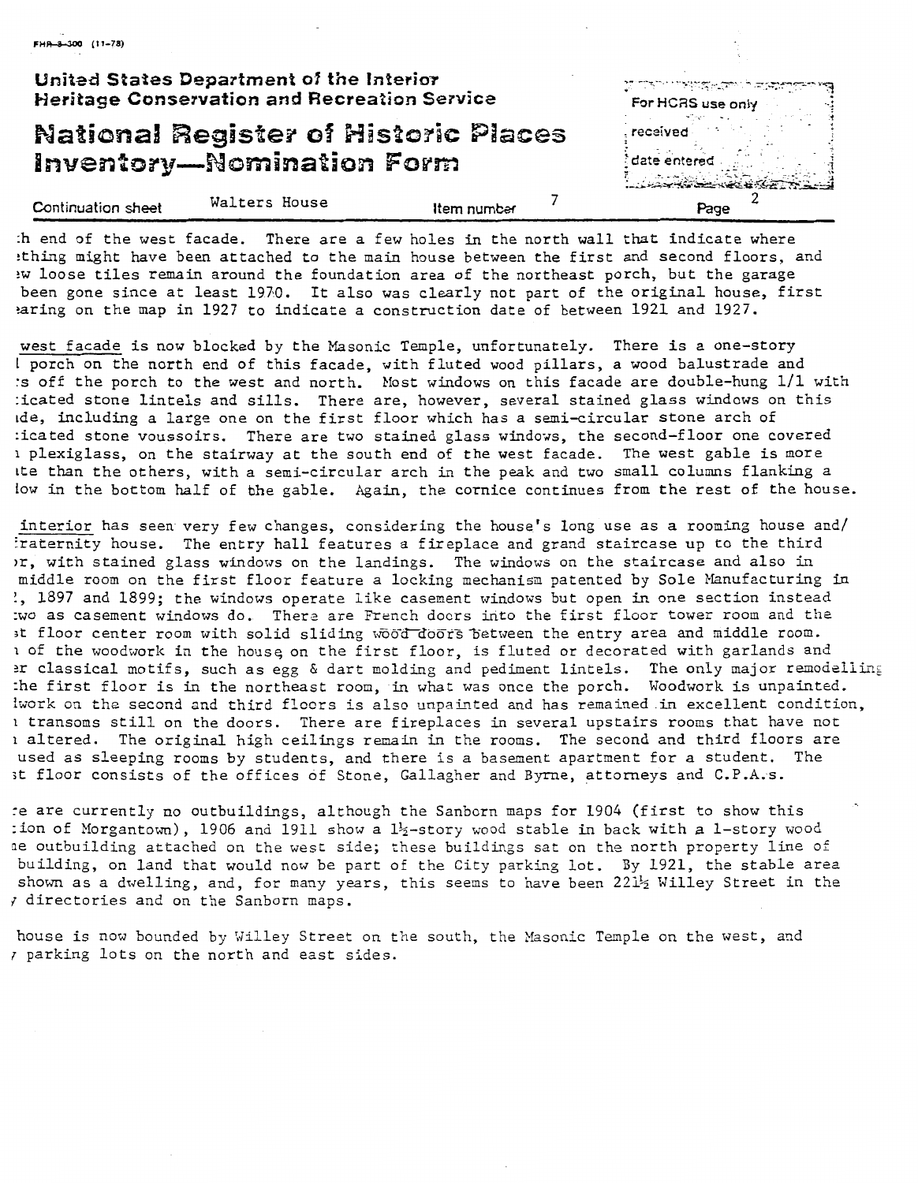FHR-8-300 (11-78)

**United States Department of the Interior**
**Heritage Conservation and Recreation Service**

# National Register of Historic Places Inventory—Nomination Form

For HCRS use only
received
date entered

Continuation sheet Walters House Item number 7 Page 2

:h end of the west facade. There are a few holes in the north wall that indicate where ething might have been attached to the main house between the first and second floors, and ew loose tiles remain around the foundation area of the northeast porch, but the garage been gone since at least 1970. It also was clearly not part of the original house, first earing on the map in 1927 to indicate a construction date of between 1921 and 1927.

west facade is now blocked by the Masonic Temple, unfortunately. There is a one-story l porch on the north end of this facade, with fluted wood pillars, a wood balustrade and :s off the porch to the west and north. Most windows on this facade are double-hung 1/1 with :icated stone lintels and sills. There are, however, several stained glass windows on this ide, including a large one on the first floor which has a semi-circular stone arch of :icated stone voussoirs. There are two stained glass windows, the second-floor one covered ı plexiglass, on the stairway at the south end of the west facade. The west gable is more ıte than the others, with a semi-circular arch in the peak and two small columns flanking a low in the bottom half of the gable. Again, the cornice continues from the rest of the house.

interior has seen very few changes, considering the house's long use as a rooming house and/ fraternity house. The entry hall features a fireplace and grand staircase up to the third or, with stained glass windows on the landings. The windows on the staircase and also in middle room on the first floor feature a locking mechanism patented by Sole Manufacturing in :, 1897 and 1899; the windows operate like casement windows but open in one section instead :wo as casement windows do. There are French doors into the first floor tower room and the st floor center room with solid sliding wood doors between the entry area and middle room. ı of the woodwork in the house, on the first floor, is fluted or decorated with garlands and er classical motifs, such as egg & dart molding and pediment lintels. The only major remodelling :he first floor is in the northeast room, in what was once the porch. Woodwork is unpainted. lwork on the second and third floors is also unpainted and has remained in excellent condition, ı transoms still on the doors. There are fireplaces in several upstairs rooms that have not ı altered. The original high ceilings remain in the rooms. The second and third floors are used as sleeping rooms by students, and there is a basement apartment for a student. The st floor consists of the offices of Stone, Gallagher and Byrne, attorneys and C.P.A.s.

:e are currently no outbuildings, although the Sanborn maps for 1904 (first to show this :ion of Morgantown), 1906 and 1911 show a 1½-story wood stable in back with a 1-story wood ıe outbuilding attached on the west side; these buildings sat on the north property line of building, on land that would now be part of the City parking lot. By 1921, the stable area shown as a dwelling, and, for many years, this seems to have been 221½ Willey Street in the y directories and on the Sanborn maps.

house is now bounded by Willey Street on the south, the Masonic Temple on the west, and y parking lots on the north and east sides.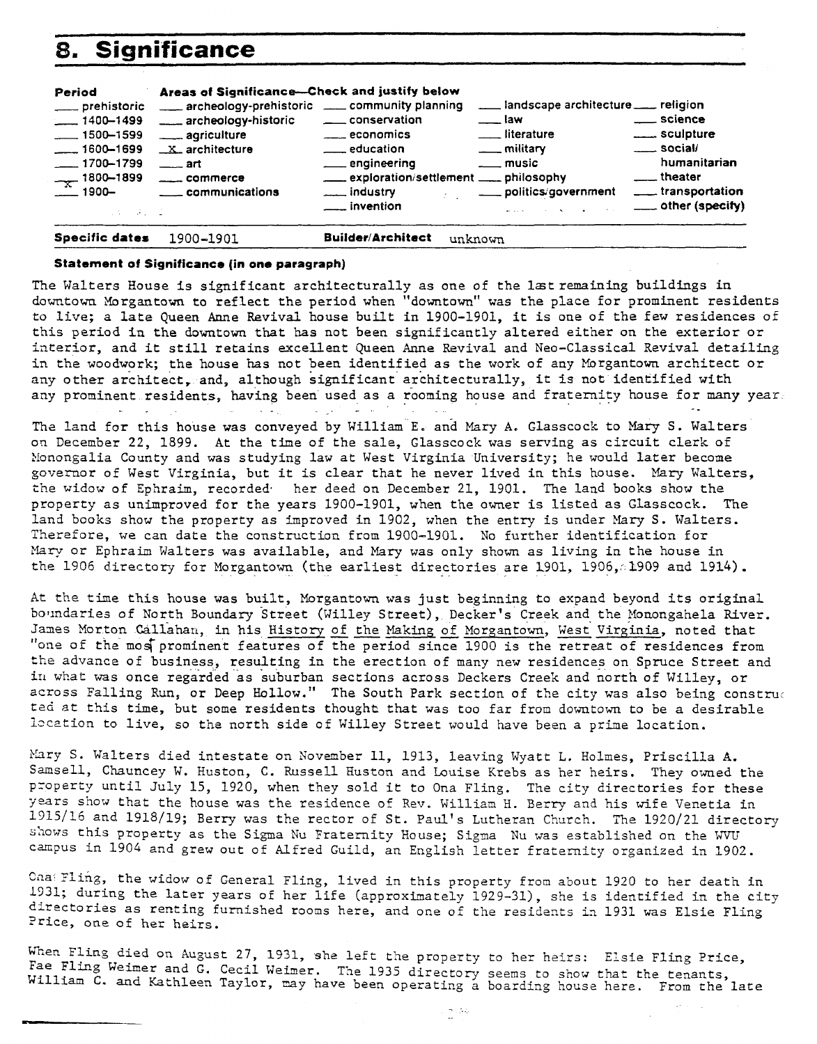## 8. Significance

| Period | Areas of Significance—Check and justify below | | | |
|---|---|---|---|---|
| ___ prehistoric | ___ archeology-prehistoric | ___ community planning | ___ landscape architecture | ___ religion |
| ___ 1400–1499 | ___ archeology-historic | ___ conservation | ___ law | ___ science |
| ___ 1500–1599 | ___ agriculture | ___ economics | ___ literature | ___ sculpture |
| ___ 1600–1699 | _X_ architecture | ___ education | ___ military | ___ social/humanitarian |
| ___ 1700–1799 | ___ art | ___ engineering | ___ music | ___ theater |
| _X_ 1800–1899 | ___ commerce | ___ exploration/settlement | ___ philosophy | ___ transportation |
| ___ 1900– | ___ communications | ___ industry | ___ politics/government | ___ other (specify) |
| | | ___ invention | | |

**Specific dates** 1900-1901 **Builder/Architect** unknown

**Statement of Significance (in one paragraph)**

The Walters House is significant architecturally as one of the last remaining buildings in downtown Morgantown to reflect the period when "downtown" was the place for prominent residents to live; a late Queen Anne Revival house built in 1900-1901, it is one of the few residences of this period in the downtown that has not been significantly altered either on the exterior or interior, and it still retains excellent Queen Anne Revival and Neo-Classical Revival detailing in the woodwork; the house has not been identified as the work of any Morgantown architect or any other architect, and, although significant architecturally, it is not identified with any prominent residents, having been used as a rooming house and fraternity house for many year.

The land for this house was conveyed by William E. and Mary A. Glasscock to Mary S. Walters on December 22, 1899. At the time of the sale, Glasscock was serving as circuit clerk of Monongalia County and was studying law at West Virginia University; he would later become governor of West Virginia, but it is clear that he never lived in this house. Mary Walters, the widow of Ephraim, recorded her deed on December 21, 1901. The land books show the property as unimproved for the years 1900-1901, when the owner is listed as Glasscock. The land books show the property as improved in 1902, when the entry is under Mary S. Walters. Therefore, we can date the construction from 1900-1901. No further identification for Mary or Ephraim Walters was available, and Mary was only shown as living in the house in the 1906 directory for Morgantown (the earliest directories are 1901, 1906, 1909 and 1914).

At the time this house was built, Morgantown was just beginning to expand beyond its original boundaries of North Boundary Street (Willey Street), Decker's Creek and the Monongahela River. James Morton Callahan, in his History of the Making of Morgantown, West Virginia, noted that "one of the most prominent features of the period since 1900 is the retreat of residences from the advance of business, resulting in the erection of many new residences on Spruce Street and in what was once regarded as suburban sections across Deckers Creek and north of Willey, or across Falling Run, or Deep Hollow." The South Park section of the city was also being construc ted at this time, but some residents thought that was too far from downtown to be a desirable location to live, so the north side of Willey Street would have been a prime location.

Mary S. Walters died intestate on November 11, 1913, leaving Wyatt L. Holmes, Priscilla A. Samsell, Chauncey W. Huston, C. Russell Huston and Louise Krebs as her heirs. They owned the property until July 15, 1920, when they sold it to Ona Fling. The city directories for these years show that the house was the residence of Rev. William H. Berry and his wife Venetia in 1915/16 and 1918/19; Berry was the rector of St. Paul's Lutheran Church. The 1920/21 directory shows this property as the Sigma Nu Fraternity House; Sigma Nu was established on the WVU campus in 1904 and grew out of Alfred Guild, an English letter fraternity organized in 1902.

Ona Fling, the widow of General Fling, lived in this property from about 1920 to her death in 1931; during the later years of her life (approximately 1929-31), she is identified in the city directories as renting furnished rooms here, and one of the residents in 1931 was Elsie Fling Price, one of her heirs.

When Fling died on August 27, 1931, she left the property to her heirs: Elsie Fling Price, Fae Fling Weimer and G. Cecil Weimer. The 1935 directory seems to show that the tenants, William C. and Kathleen Taylor, may have been operating a boarding house here. From the late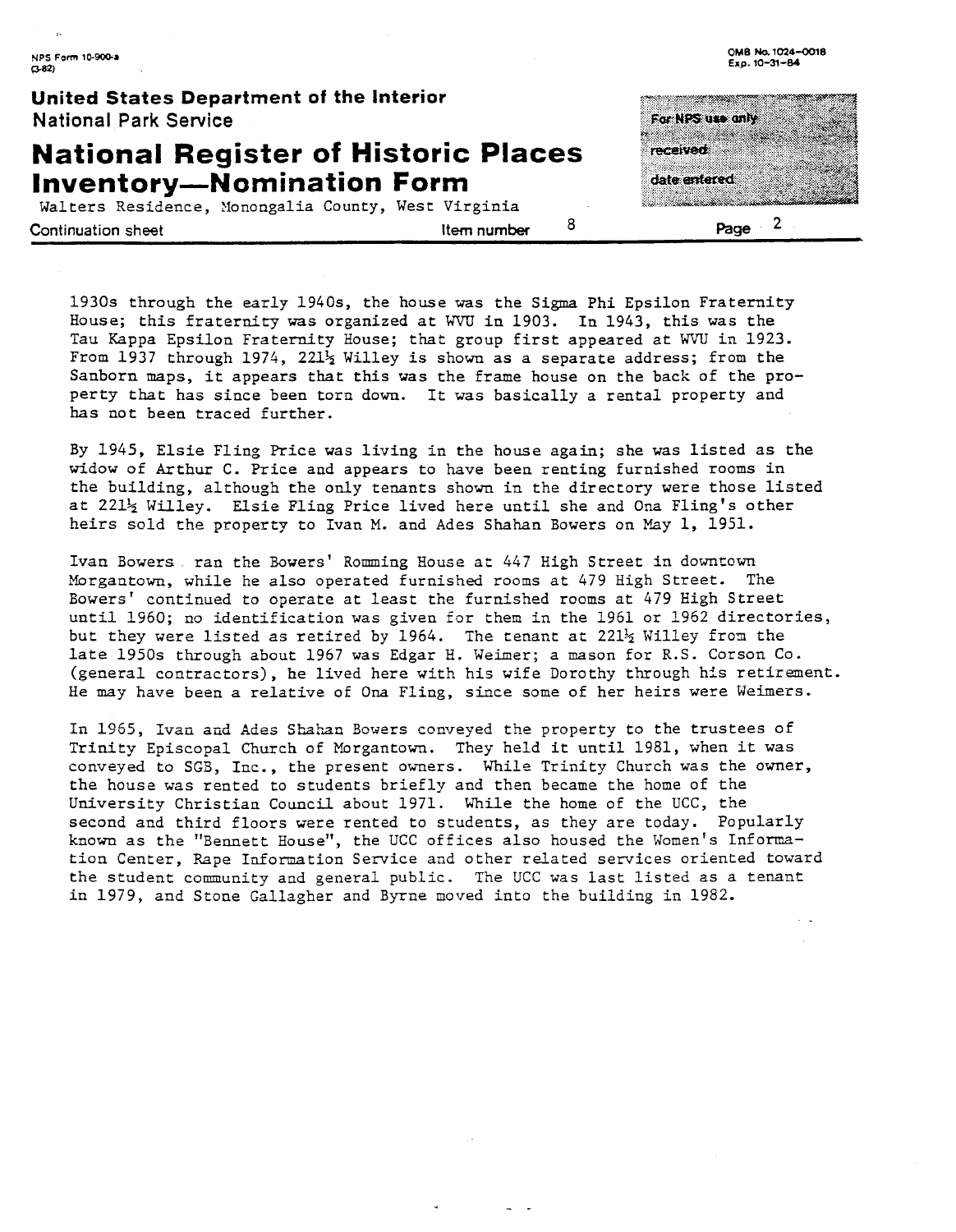1930s through the early 1940s, the house was the Sigma Phi Epsilon Fraternity House; this fraternity was organized at WVU in 1903. In 1943, this was the Tau Kappa Epsilon Fraternity House; that group first appeared at WVU in 1923. From 1937 through 1974, 221½ Willey is shown as a separate address; from the Sanborn maps, it appears that this was the frame house on the back of the property that has since been torn down. It was basically a rental property and has not been traced further.

By 1945, Elsie Fling Price was living in the house again; she was listed as the widow of Arthur C. Price and appears to have been renting furnished rooms in the building, although the only tenants shown in the directory were those listed at 221½ Willey. Elsie Fling Price lived here until she and Ona Fling's other heirs sold the property to Ivan M. and Ades Shahan Bowers on May 1, 1951.

Ivan Bowers ran the Bowers' Romming House at 447 High Street in downtown Morgantown, while he also operated furnished rooms at 479 High Street. The Bowers' continued to operate at least the furnished rooms at 479 High Street until 1960; no identification was given for them in the 1961 or 1962 directories, but they were listed as retired by 1964. The tenant at 221½ Willey from the late 1950s through about 1967 was Edgar H. Weimer; a mason for R.S. Corson Co. (general contractors), he lived here with his wife Dorothy through his retirement. He may have been a relative of Ona Fling, since some of her heirs were Weimers.

In 1965, Ivan and Ades Shahan Bowers conveyed the property to the trustees of Trinity Episcopal Church of Morgantown. They held it until 1981, when it was conveyed to SGB, Inc., the present owners. While Trinity Church was the owner, the house was rented to students briefly and then became the home of the University Christian Council about 1971. While the home of the UCC, the second and third floors were rented to students, as they are today. Popularly known as the "Bennett House", the UCC offices also housed the Women's Information Center, Rape Information Service and other related services oriented toward the student community and general public. The UCC was last listed as a tenant in 1979, and Stone Gallagher and Byrne moved into the building in 1982.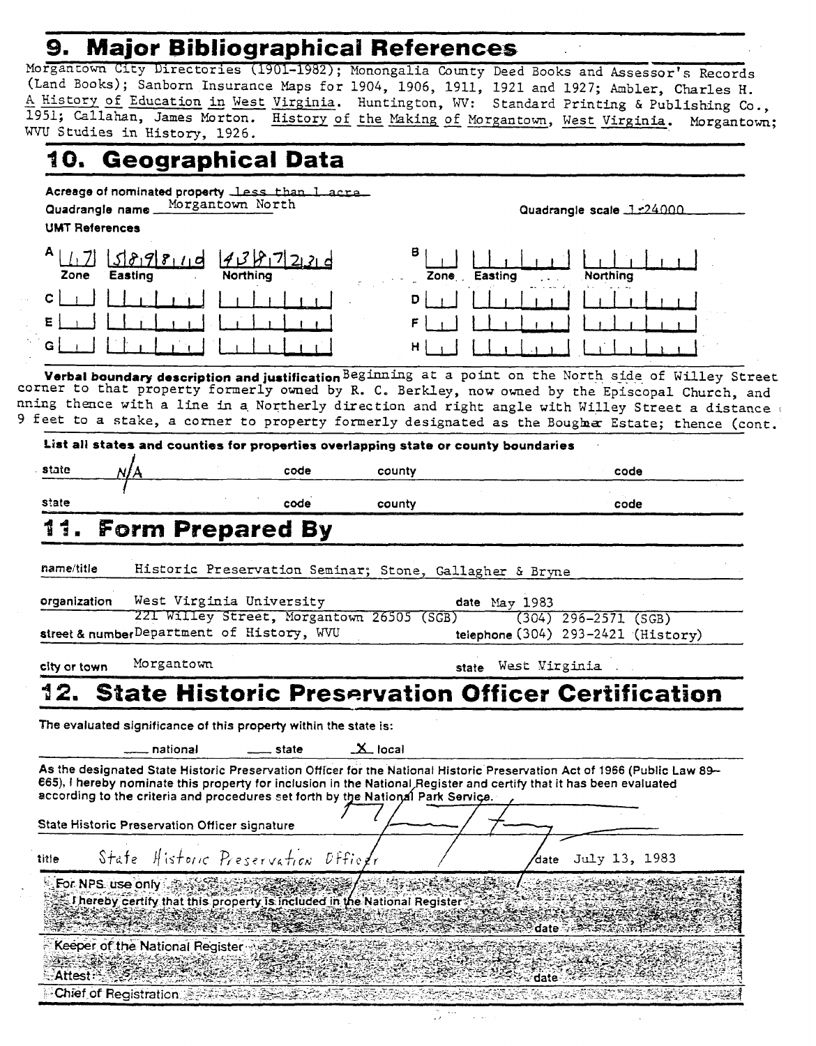## 9. Major Bibliographical References

Morgantown City Directories (1901-1982); Monongalia County Deed Books and Assessor's Records (Land Books); Sanborn Insurance Maps for 1904, 1906, 1911, 1921 and 1927; Ambler, Charles H. A History of Education in West Virginia. Huntington, WV: Standard Printing & Publishing Co., 1951; Callahan, James Morton. History of the Making of Morgantown, West Virginia. Morgantown; WVU Studies in History, 1926.

## 10. Geographical Data

Acreage of nominated property less than 1 acre

Quadrangle name Morgantown North

Quadrangle scale 1:24000

UMT References

| | Zone | Easting | Northing |
|---|---|---|---|
| A | 17 | 589810 | 4387220 |
| B | | | |
| C | | | |
| D | | | |
| E | | | |
| F | | | |
| G | | | |
| H | | | |

**Verbal boundary description and justification** Beginning at a point on the North side of Willey Street corner to that property formerly owned by R. C. Berkley, now owned by the Episcopal Church, and nning thence with a line in a Northerly direction and right angle with Willey Street a distance 9 feet to a stake, a corner to property formerly designated as the Boughner Estate; thence (cont.

**List all states and counties for properties overlapping state or county boundaries**

| state | code | county | code |
|---|---|---|---|
| N/A | | | |
| | | | |

## 11. Form Prepared By

name/title Historic Preservation Seminar; Stone, Gallagher & Bryne

organization West Virginia University — date May 1983

street & number 221 Willey Street, Morgantown 26505 (SGB) / Department of History, WVU — telephone (304) 296-2571 (SGB) / (304) 293-2421 (History)

city or town Morgantown — state West Virginia

## 12. State Historic Preservation Officer Certification

The evaluated significance of this property within the state is:

___ national ___ state X local

As the designated State Historic Preservation Officer for the National Historic Preservation Act of 1966 (Public Law 89-665), I hereby nominate this property for inclusion in the National Register and certify that it has been evaluated according to the criteria and procedures set forth by the National Park Service.

State Historic Preservation Officer signature

title State Historic Preservation Officer — date July 13, 1983

For NPS use only

I hereby certify that this property is included in the National Register

date

Keeper of the National Register

Attest: — date

Chief of Registration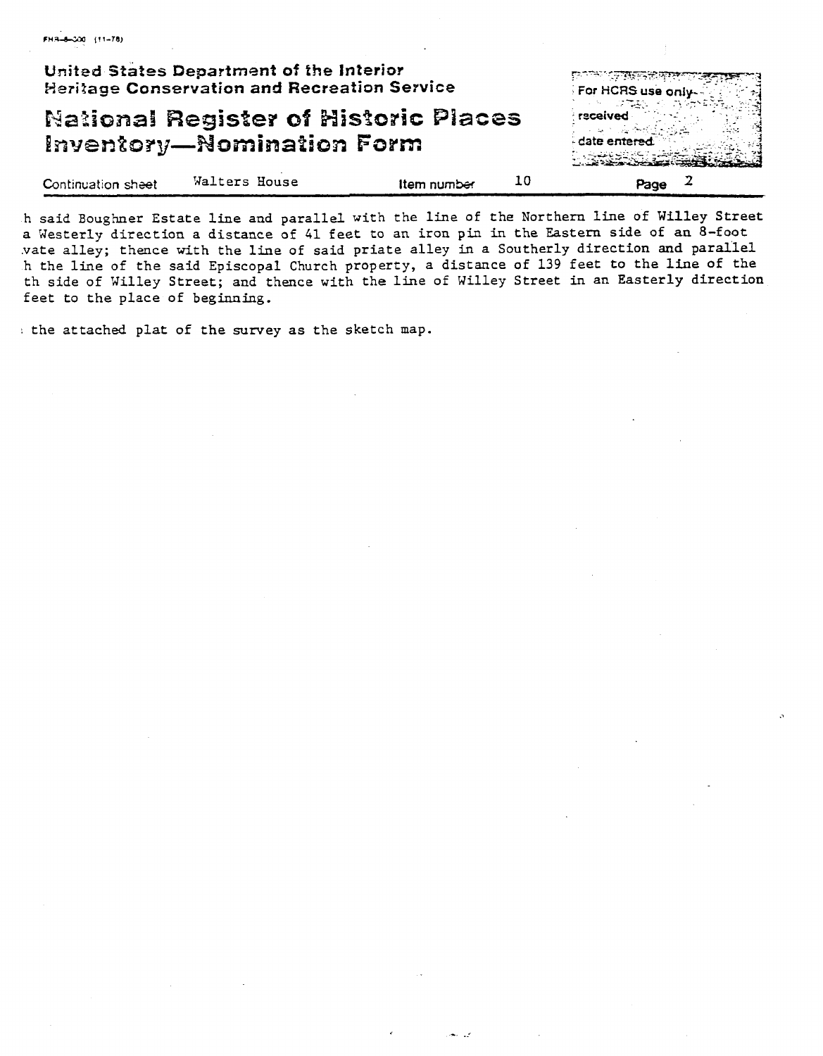FHR-8-300 (11-78)

**United States Department of the Interior**
**Heritage Conservation and Recreation Service**

# National Register of Historic Places Inventory—Nomination Form

For HCRS use only
received
date entered

Continuation sheet Walters House Item number 10 Page 2

h said Boughner Estate line and parallel with the line of the Northern line of Willey Street a Westerly direction a distance of 41 feet to an iron pin in the Eastern side of an 8-foot vate alley; thence with the line of said priate alley in a Southerly direction and parallel h the line of the said Episcopal Church property, a distance of 139 feet to the line of the th side of Willey Street; and thence with the line of Willey Street in an Easterly direction feet to the place of beginning.

the attached plat of the survey as the sketch map.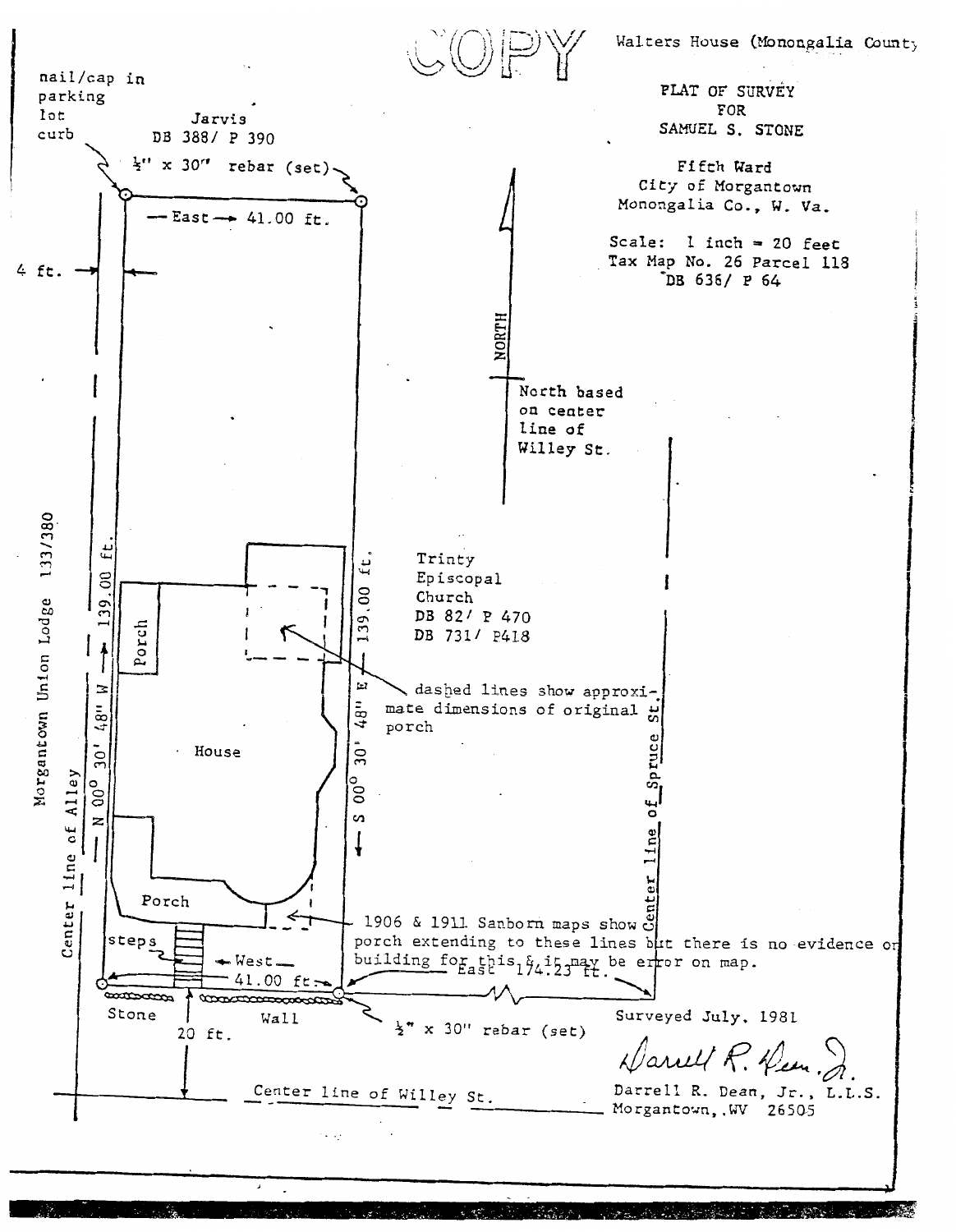COPY

Walters House (Monongalia County)

PLAT OF SURVEY
FOR
SAMUEL S. STONE

Fifth Ward
City of Morgantown
Monongalia Co., W. Va.

Scale: 1 inch = 20 feet
Tax Map No. 26 Parcel 118
DB 636/ P 64

nail/cap in parking lot curb

Jarvis
DB 388/ P 390

½" x 30" rebar (set)

East → 41.00 ft.

4 ft.

NORTH

North based on center line of Willey St.

Morgantown Union Lodge 133/380

Center line of Alley

N 00° 30' 48" W → 139.00 ft.

S 00° 30' 48" E ← 139.00 ft.

Trinty Episcopal Church
DB 82/ P 470
DB 731/ P418

Porch

House

dashed lines show approximate dimensions of original porch

Porch

1906 & 1911 Sanborn maps show porch extending to these lines but there is no evidence on building for this & it may be error on map.

steps

← West — 41.00 ft.

East 174.23 ft.

Center line of Spruce St.

Stone Wall

½" x 30" rebar (set)

20 ft.

Center line of Willey St.

Surveyed July, 1981

Darrell R. Dean, Jr.

Darrell R. Dean, Jr., L.L.S.
Morgantown, WV 26505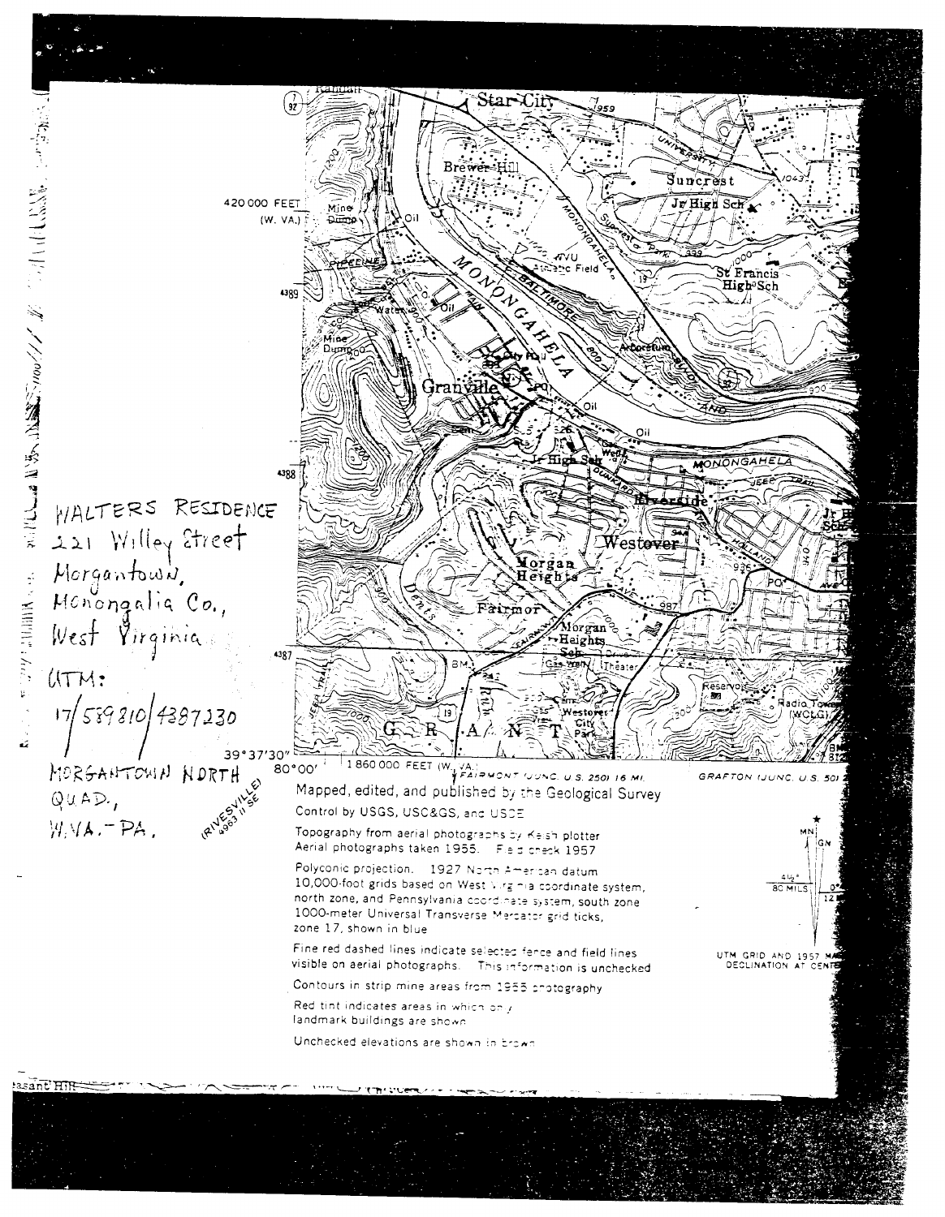WALTERS RESIDENCE
221 Willey Street
Morgantown,
Monongalia Co.,
West Virginia

UTM:
17/589810/4387230

MORGANTOWN NORTH QUAD.,
W.VA.-PA.

(RIVESVILLE 4963 II SE)

Mapped, edited, and published by the Geological Survey

Control by USGS, USC&GS, and USCE

Topography from aerial photographs by Kelsh plotter
Aerial photographs taken 1955. Field check 1957

Polyconic projection. 1927 North American datum
10,000-foot grids based on West Virginia coordinate system, north zone, and Pennsylvania coordinate system, south zone
1000-meter Universal Transverse Mercator grid ticks, zone 17, shown in blue

Fine red dashed lines indicate selected fence and field lines visible on aerial photographs. This information is unchecked

Contours in strip mine areas from 1955 photography

Red tint indicates areas in which only landmark buildings are shown

Unchecked elevations are shown in brown

UTM GRID AND 1957 MAGNETIC DECLINATION AT CENTER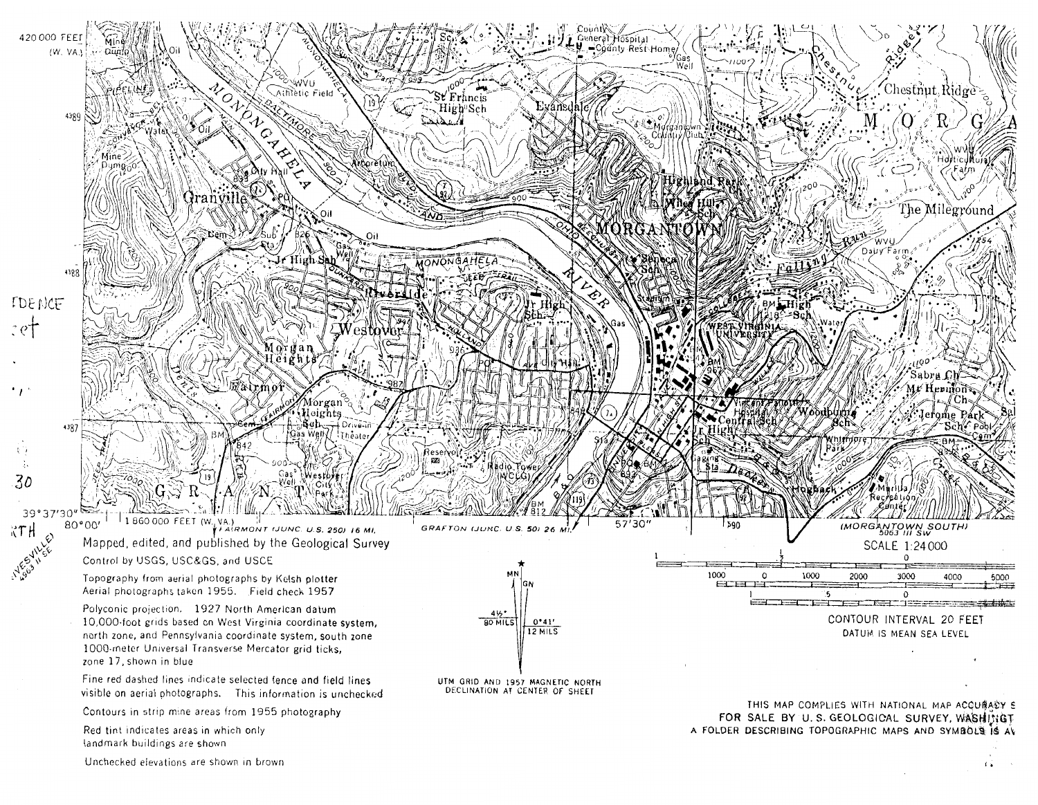Mapped, edited, and published by the Geological Survey

Control by USGS, USC&GS, and USCE

Topography from aerial photographs by Kelsh plotter
Aerial photographs taken 1955. Field check 1957

Polyconic projection. 1927 North American datum
10,000-foot grids based on West Virginia coordinate system, north zone, and Pennsylvania coordinate system, south zone
1000-meter Universal Transverse Mercator grid ticks, zone 17, shown in blue

Fine red dashed lines indicate selected fence and field lines visible on aerial photographs. This information is unchecked

Contours in strip mine areas from 1955 photography

Red tint indicates areas in which only landmark buildings are shown

Unchecked elevations are shown in brown

UTM GRID AND 1957 MAGNETIC NORTH DECLINATION AT CENTER OF SHEET

SCALE 1:24 000

CONTOUR INTERVAL 20 FEET
DATUM IS MEAN SEA LEVEL

THIS MAP COMPLIES WITH NATIONAL MAP ACCURACY S
FOR SALE BY U. S. GEOLOGICAL SURVEY, WASHINGT
A FOLDER DESCRIBING TOPOGRAPHIC MAPS AND SYMBOLS IS AV